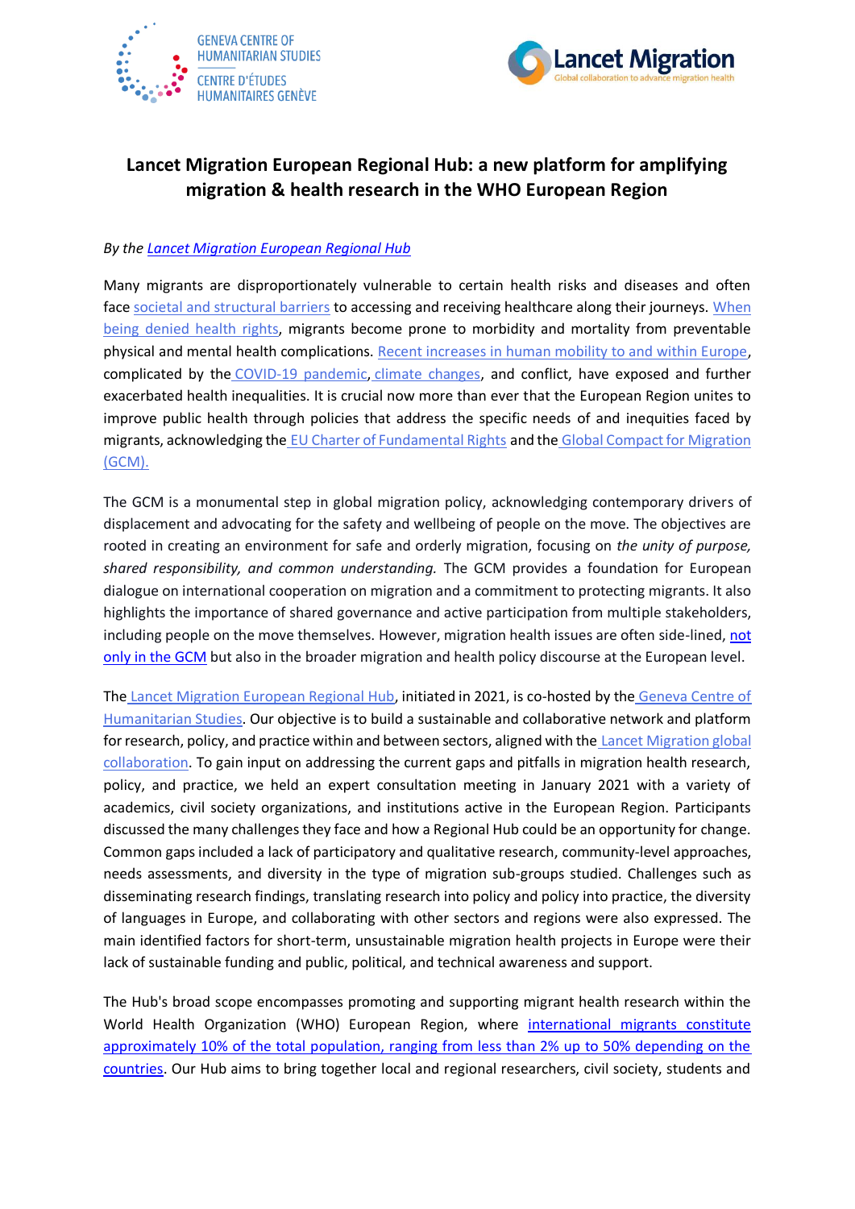# Lancet Migration European Regional Hub: a new platform for amplifying migration & health research in the WHO European Region

*By the Lancet Migration European Regional Hub*

Many migrants are disproportionately vulnerable to certain health risks and diseases and often face societal and structural barriers to accessing and receiving healthcare along their journeys. When being denied health rights, migrants become prone to morbidity and mortality from preventable physical and mental health complications. Recent increases in human mobility to and within Europe, complicated by the COVID-19 pandemic, climate changes, and conflict, have exposed and further exacerbated health inequalities. It is crucial now more than ever that the European Region unites to improve public health through policies that address the specific needs of and inequities faced by migrants, acknowledging the EU Charter of Fundamental Rights and the Global Compact for Migration (GCM).

The GCM is a monumental step in global migration policy, acknowledging contemporary drivers of displacement and advocating for the safety and wellbeing of people on the move. The objectives are rooted in creating an environment for safe and orderly migration, focusing on *the unity of purpose, shared responsibility, and common understanding.* The GCM provides a foundation for European dialogue on international cooperation on migration and a commitment to protecting migrants. It also highlights the importance of shared governance and active participation from multiple stakeholders, including people on the move themselves. However, migration health issues are often side-lined, not only in the GCM but also in the broader migration and health policy discourse at the European level.

The Lancet Migration European Regional Hub, initiated in 2021, is co-hosted by the Geneva Centre of Humanitarian Studies. Our objective is to build a sustainable and collaborative network and platform for research, policy, and practice within and between sectors, aligned with the Lancet Migration global collaboration. To gain input on addressing the current gaps and pitfalls in migration health research, policy, and practice, we held an expert consultation meeting in January 2021 with a variety of academics, civil society organizations, and institutions active in the European Region. Participants discussed the many challenges they face and how a Regional Hub could be an opportunity for change. Common gaps included a lack of participatory and qualitative research, community-level approaches, needs assessments, and diversity in the type of migration sub-groups studied. Challenges such as disseminating research findings, translating research into policy and policy into practice, the diversity of languages in Europe, and collaborating with other sectors and regions were also expressed. The main identified factors for short-term, unsustainable migration health projects in Europe were their lack of sustainable funding and public, political, and technical awareness and support.

The Hub's broad scope encompasses promoting and supporting migrant health research within the World Health Organization (WHO) European Region, where international migrants constitute approximately 10% of the total population, ranging from less than 2% up to 50% depending on the countries. Our Hub aims to bring together local and regional researchers, civil society, students and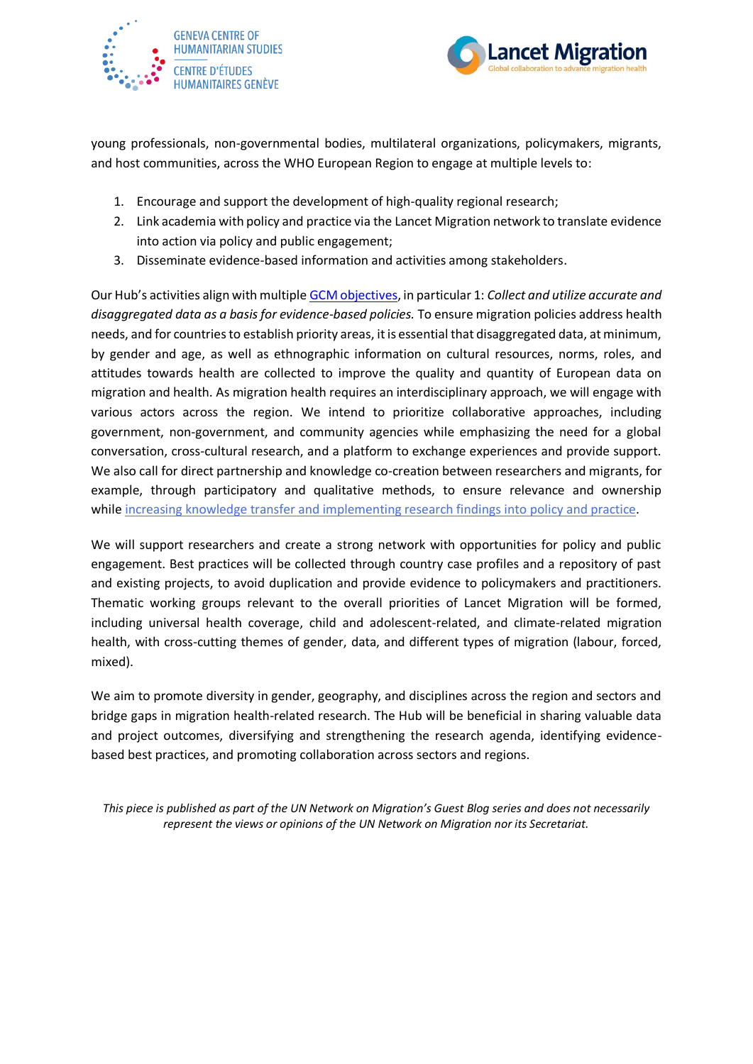young professionals, non-governmental bodies, multilateral organizations, policymakers, migrants, and host communities, across the WHO European Region to engage at multiple levels to:

1. Encourage and support the development of high-quality regional research;
2. Link academia with policy and practice via the Lancet Migration network to translate evidence into action via policy and public engagement;
3. Disseminate evidence-based information and activities among stakeholders.

Our Hub's activities align with multiple GCM objectives, in particular 1: *Collect and utilize accurate and disaggregated data as a basis for evidence-based policies.* To ensure migration policies address health needs, and for countries to establish priority areas, it is essential that disaggregated data, at minimum, by gender and age, as well as ethnographic information on cultural resources, norms, roles, and attitudes towards health are collected to improve the quality and quantity of European data on migration and health. As migration health requires an interdisciplinary approach, we will engage with various actors across the region. We intend to prioritize collaborative approaches, including government, non-government, and community agencies while emphasizing the need for a global conversation, cross-cultural research, and a platform to exchange experiences and provide support. We also call for direct partnership and knowledge co-creation between researchers and migrants, for example, through participatory and qualitative methods, to ensure relevance and ownership while increasing knowledge transfer and implementing research findings into policy and practice.

We will support researchers and create a strong network with opportunities for policy and public engagement. Best practices will be collected through country case profiles and a repository of past and existing projects, to avoid duplication and provide evidence to policymakers and practitioners. Thematic working groups relevant to the overall priorities of Lancet Migration will be formed, including universal health coverage, child and adolescent-related, and climate-related migration health, with cross-cutting themes of gender, data, and different types of migration (labour, forced, mixed).

We aim to promote diversity in gender, geography, and disciplines across the region and sectors and bridge gaps in migration health-related research. The Hub will be beneficial in sharing valuable data and project outcomes, diversifying and strengthening the research agenda, identifying evidence-based best practices, and promoting collaboration across sectors and regions.

*This piece is published as part of the UN Network on Migration's Guest Blog series and does not necessarily represent the views or opinions of the UN Network on Migration nor its Secretariat.*